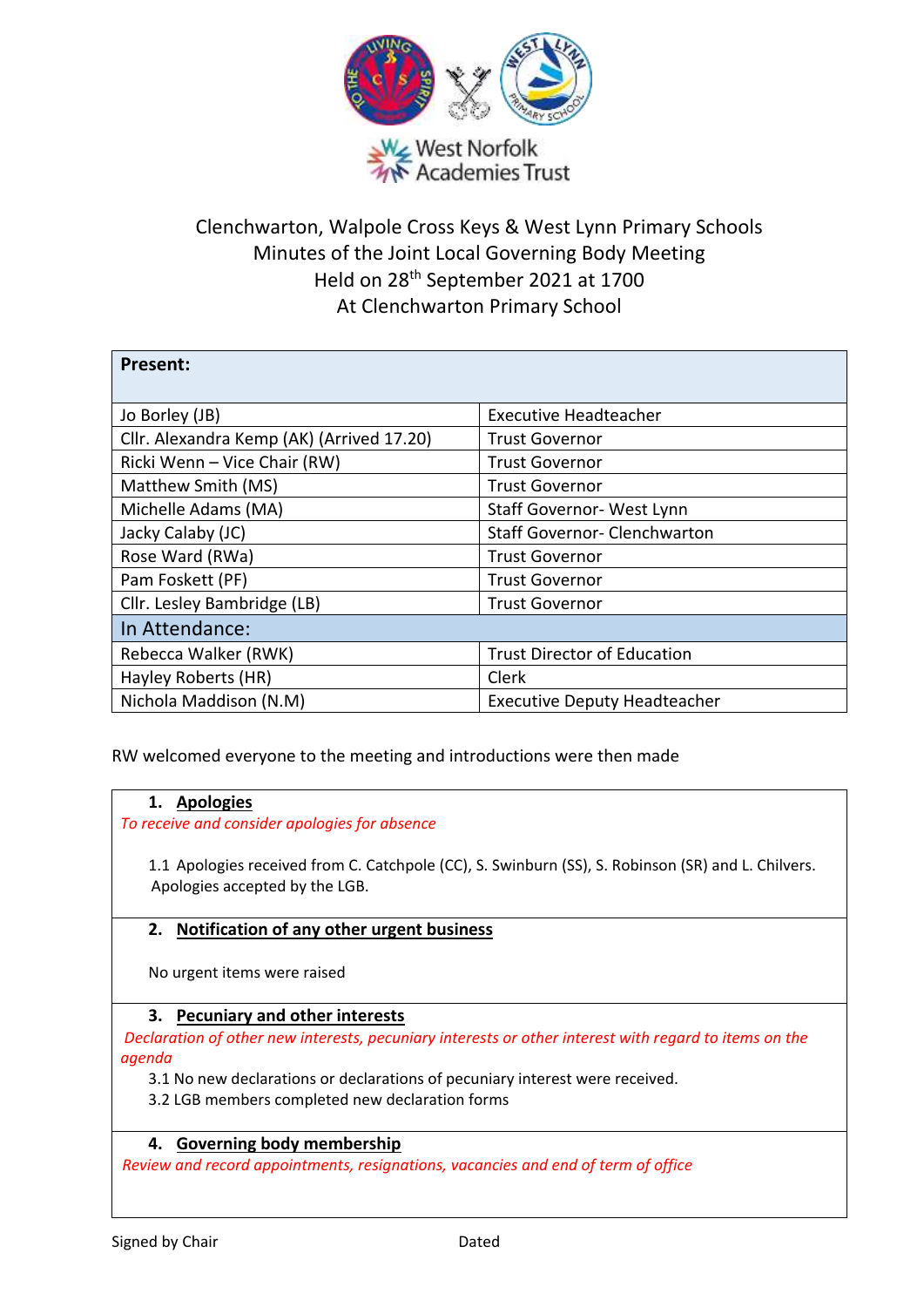West Norfolk Academies Trust

# Clenchwarton, Walpole Cross Keys & West Lynn Primary Schools
## Minutes of the Joint Local Governing Body Meeting
## Held on 28th September 2021 at 1700
## At Clenchwarton Primary School

| **Present:** | |
|---|---|
| Jo Borley (JB) | Executive Headteacher |
| Cllr. Alexandra Kemp (AK) (Arrived 17.20) | Trust Governor |
| Ricki Wenn – Vice Chair (RW) | Trust Governor |
| Matthew Smith (MS) | Trust Governor |
| Michelle Adams (MA) | Staff Governor- West Lynn |
| Jacky Calaby (JC) | Staff Governor- Clenchwarton |
| Rose Ward (RWa) | Trust Governor |
| Pam Foskett (PF) | Trust Governor |
| Cllr. Lesley Bambridge (LB) | Trust Governor |
| In Attendance: | |
| Rebecca Walker (RWK) | Trust Director of Education |
| Hayley Roberts (HR) | Clerk |
| Nichola Maddison (N.M) | Executive Deputy Headteacher |

RW welcomed everyone to the meeting and introductions were then made

**1. Apologies**

*To receive and consider apologies for absence*

1.1 Apologies received from C. Catchpole (CC), S. Swinburn (SS), S. Robinson (SR) and L. Chilvers. Apologies accepted by the LGB.

**2. Notification of any other urgent business**

No urgent items were raised

**3. Pecuniary and other interests**

*Declaration of other new interests, pecuniary interests or other interest with regard to items on the agenda*

3.1 No new declarations or declarations of pecuniary interest were received.

3.2 LGB members completed new declaration forms

**4. Governing body membership**

*Review and record appointments, resignations, vacancies and end of term of office*

Signed by Chair Dated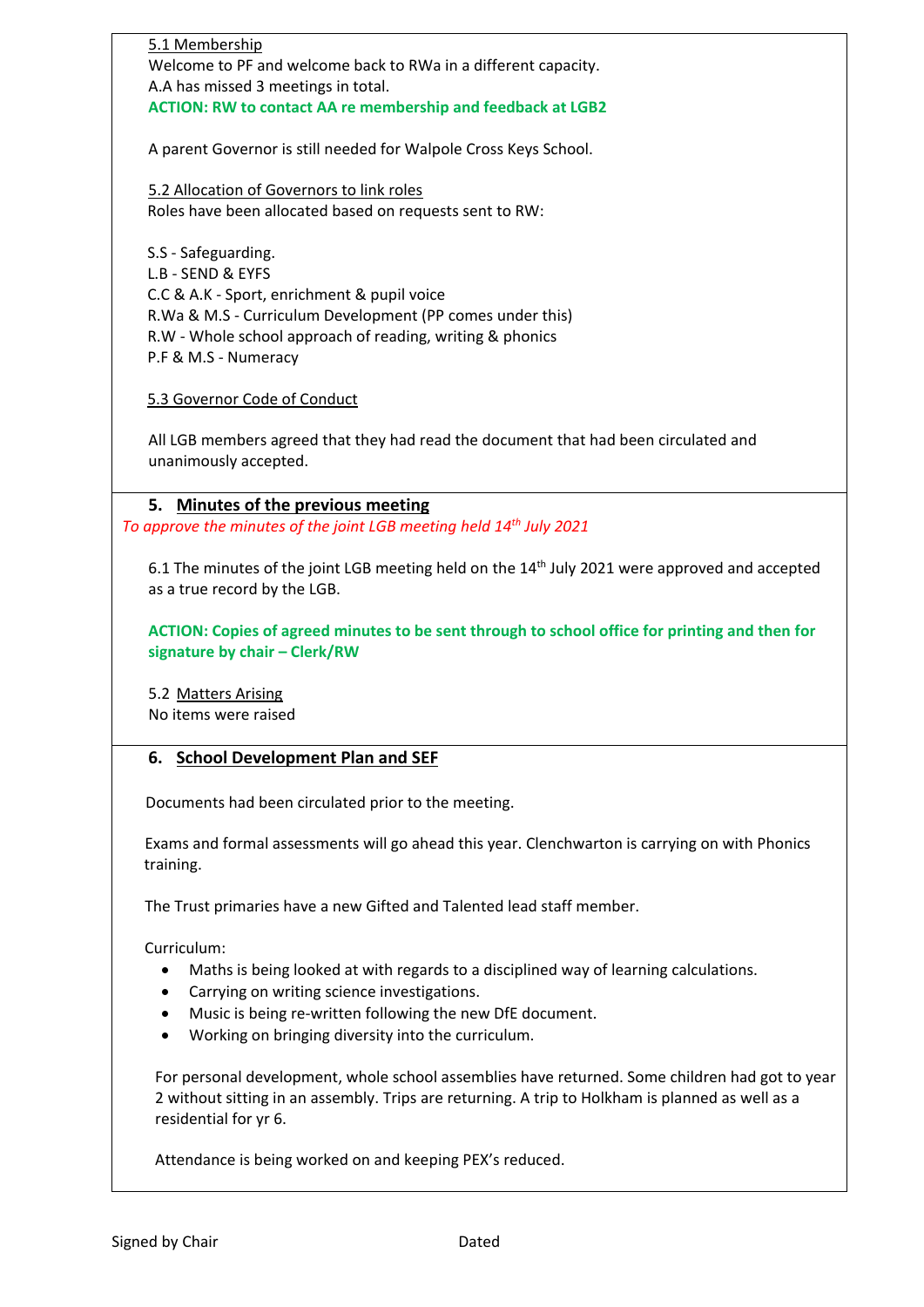5.1 Membership

Welcome to PF and welcome back to RWa in a different capacity.

A.A has missed 3 meetings in total.

**ACTION: RW to contact AA re membership and feedback at LGB2**

A parent Governor is still needed for Walpole Cross Keys School.

5.2 Allocation of Governors to link roles

Roles have been allocated based on requests sent to RW:

S.S - Safeguarding.
L.B - SEND & EYFS
C.C & A.K - Sport, enrichment & pupil voice
R.Wa & M.S - Curriculum Development (PP comes under this)
R.W - Whole school approach of reading, writing & phonics
P.F & M.S - Numeracy

5.3 Governor Code of Conduct

All LGB members agreed that they had read the document that had been circulated and unanimously accepted.

## 5. Minutes of the previous meeting

*To approve the minutes of the joint LGB meeting held 14th July 2021*

6.1 The minutes of the joint LGB meeting held on the 14th July 2021 were approved and accepted as a true record by the LGB.

**ACTION: Copies of agreed minutes to be sent through to school office for printing and then for signature by chair – Clerk/RW**

5.2 Matters Arising

No items were raised

## 6. School Development Plan and SEF

Documents had been circulated prior to the meeting.

Exams and formal assessments will go ahead this year. Clenchwarton is carrying on with Phonics training.

The Trust primaries have a new Gifted and Talented lead staff member.

Curriculum:

- Maths is being looked at with regards to a disciplined way of learning calculations.
- Carrying on writing science investigations.
- Music is being re-written following the new DfE document.
- Working on bringing diversity into the curriculum.

For personal development, whole school assemblies have returned. Some children had got to year 2 without sitting in an assembly. Trips are returning. A trip to Holkham is planned as well as a residential for yr 6.

Attendance is being worked on and keeping PEX's reduced.

Signed by Chair Dated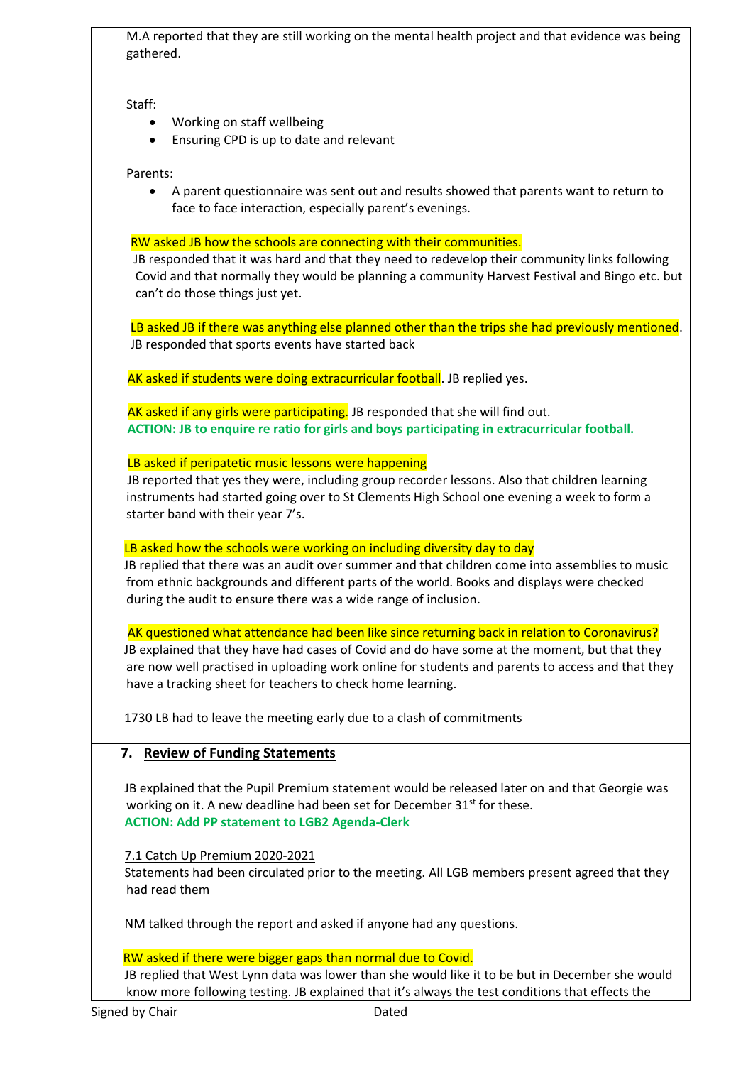M.A reported that they are still working on the mental health project and that evidence was being gathered.

Staff:

- Working on staff wellbeing
- Ensuring CPD is up to date and relevant

Parents:

- A parent questionnaire was sent out and results showed that parents want to return to face to face interaction, especially parent's evenings.

RW asked JB how the schools are connecting with their communities.
JB responded that it was hard and that they need to redevelop their community links following Covid and that normally they would be planning a community Harvest Festival and Bingo etc. but can't do those things just yet.

LB asked JB if there was anything else planned other than the trips she had previously mentioned.
JB responded that sports events have started back

AK asked if students were doing extracurricular football. JB replied yes.

AK asked if any girls were participating. JB responded that she will find out.
**ACTION: JB to enquire re ratio for girls and boys participating in extracurricular football.**

LB asked if peripatetic music lessons were happening
JB reported that yes they were, including group recorder lessons. Also that children learning instruments had started going over to St Clements High School one evening a week to form a starter band with their year 7's.

LB asked how the schools were working on including diversity day to day
JB replied that there was an audit over summer and that children come into assemblies to music from ethnic backgrounds and different parts of the world. Books and displays were checked during the audit to ensure there was a wide range of inclusion.

AK questioned what attendance had been like since returning back in relation to Coronavirus?
JB explained that they have had cases of Covid and do have some at the moment, but that they are now well practised in uploading work online for students and parents to access and that they have a tracking sheet for teachers to check home learning.

1730 LB had to leave the meeting early due to a clash of commitments

## 7. Review of Funding Statements

JB explained that the Pupil Premium statement would be released later on and that Georgie was working on it. A new deadline had been set for December 31st for these.
**ACTION: Add PP statement to LGB2 Agenda-Clerk**

7.1 Catch Up Premium 2020-2021
Statements had been circulated prior to the meeting. All LGB members present agreed that they had read them

NM talked through the report and asked if anyone had any questions.

RW asked if there were bigger gaps than normal due to Covid.
JB replied that West Lynn data was lower than she would like it to be but in December she would know more following testing. JB explained that it's always the test conditions that effects the

Signed by Chair Dated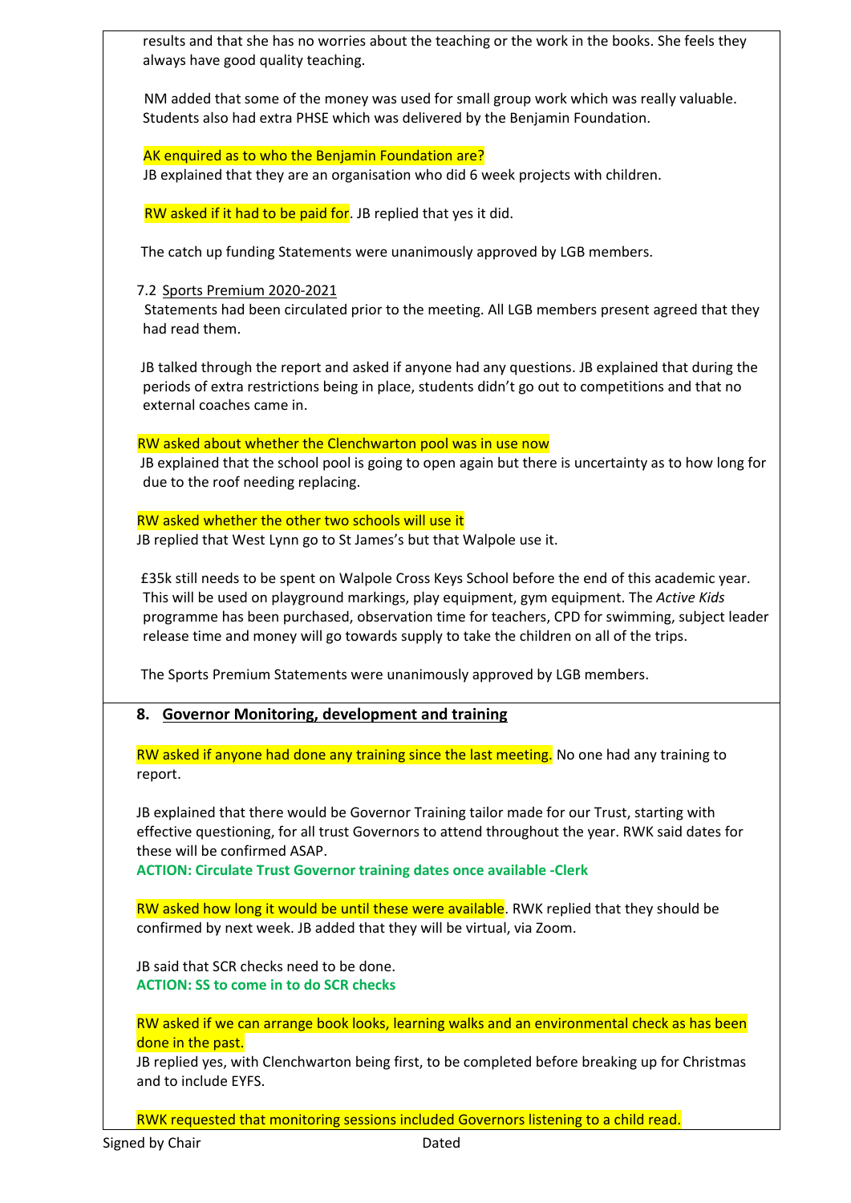results and that she has no worries about the teaching or the work in the books. She feels they always have good quality teaching.

NM added that some of the money was used for small group work which was really valuable. Students also had extra PHSE which was delivered by the Benjamin Foundation.

AK enquired as to who the Benjamin Foundation are?
JB explained that they are an organisation who did 6 week projects with children.

RW asked if it had to be paid for. JB replied that yes it did.

The catch up funding Statements were unanimously approved by LGB members.

7.2 Sports Premium 2020-2021

Statements had been circulated prior to the meeting. All LGB members present agreed that they had read them.

JB talked through the report and asked if anyone had any questions. JB explained that during the periods of extra restrictions being in place, students didn't go out to competitions and that no external coaches came in.

RW asked about whether the Clenchwarton pool was in use now
JB explained that the school pool is going to open again but there is uncertainty as to how long for due to the roof needing replacing.

RW asked whether the other two schools will use it
JB replied that West Lynn go to St James's but that Walpole use it.

£35k still needs to be spent on Walpole Cross Keys School before the end of this academic year. This will be used on playground markings, play equipment, gym equipment. The *Active Kids* programme has been purchased, observation time for teachers, CPD for swimming, subject leader release time and money will go towards supply to take the children on all of the trips.

The Sports Premium Statements were unanimously approved by LGB members.

## 8. Governor Monitoring, development and training

RW asked if anyone had done any training since the last meeting. No one had any training to report.

JB explained that there would be Governor Training tailor made for our Trust, starting with effective questioning, for all trust Governors to attend throughout the year. RWK said dates for these will be confirmed ASAP.

**ACTION: Circulate Trust Governor training dates once available -Clerk**

RW asked how long it would be until these were available. RWK replied that they should be confirmed by next week. JB added that they will be virtual, via Zoom.

JB said that SCR checks need to be done.

**ACTION: SS to come in to do SCR checks**

RW asked if we can arrange book looks, learning walks and an environmental check as has been done in the past.
JB replied yes, with Clenchwarton being first, to be completed before breaking up for Christmas and to include EYFS.

RWK requested that monitoring sessions included Governors listening to a child read.

Signed by Chair Dated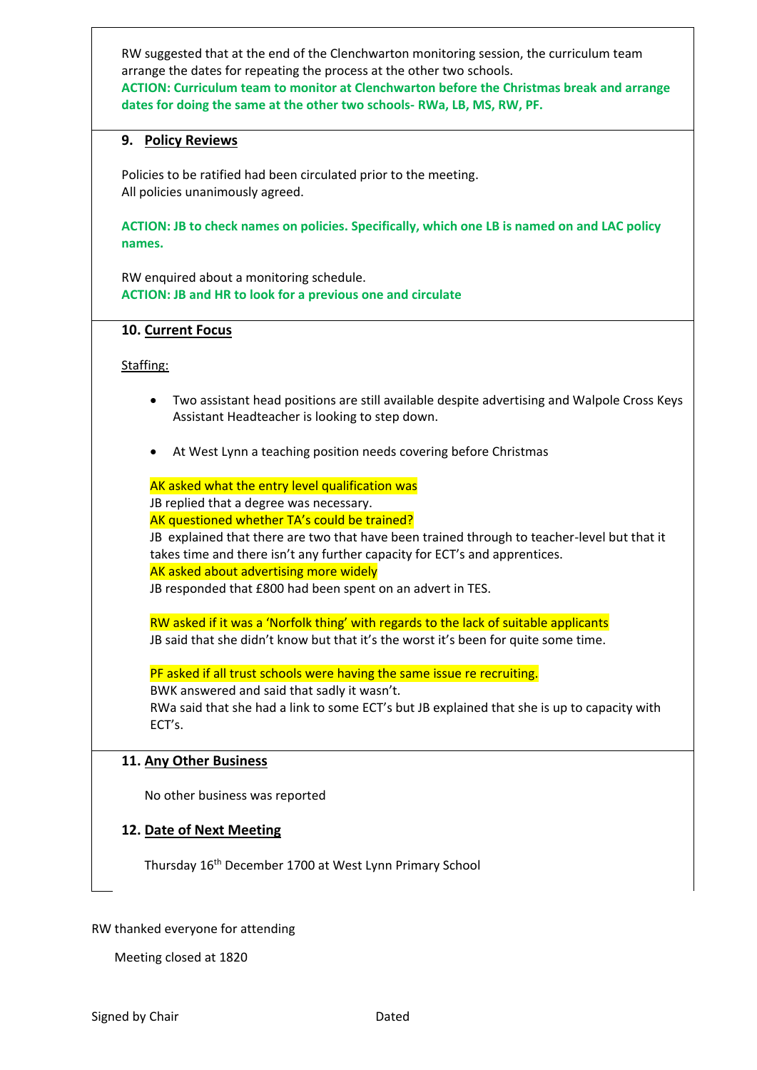RW suggested that at the end of the Clenchwarton monitoring session, the curriculum team arrange the dates for repeating the process at the other two schools.

**ACTION: Curriculum team to monitor at Clenchwarton before the Christmas break and arrange dates for doing the same at the other two schools- RWa, LB, MS, RW, PF.**

## 9. Policy Reviews

Policies to be ratified had been circulated prior to the meeting.
All policies unanimously agreed.

**ACTION: JB to check names on policies. Specifically, which one LB is named on and LAC policy names.**

RW enquired about a monitoring schedule.

**ACTION: JB and HR to look for a previous one and circulate**

## 10. Current Focus

Staffing:

- Two assistant head positions are still available despite advertising and Walpole Cross Keys Assistant Headteacher is looking to step down.
- At West Lynn a teaching position needs covering before Christmas

AK asked what the entry level qualification was
JB replied that a degree was necessary.
AK questioned whether TA's could be trained?
JB explained that there are two that have been trained through to teacher-level but that it takes time and there isn't any further capacity for ECT's and apprentices.
AK asked about advertising more widely
JB responded that £800 had been spent on an advert in TES.

RW asked if it was a 'Norfolk thing' with regards to the lack of suitable applicants
JB said that she didn't know but that it's the worst it's been for quite some time.

PF asked if all trust schools were having the same issue re recruiting.
BWK answered and said that sadly it wasn't.
RWa said that she had a link to some ECT's but JB explained that she is up to capacity with ECT's.

## 11. Any Other Business

No other business was reported

## 12. Date of Next Meeting

Thursday 16th December 1700 at West Lynn Primary School

RW thanked everyone for attending

Meeting closed at 1820

Signed by Chair Dated